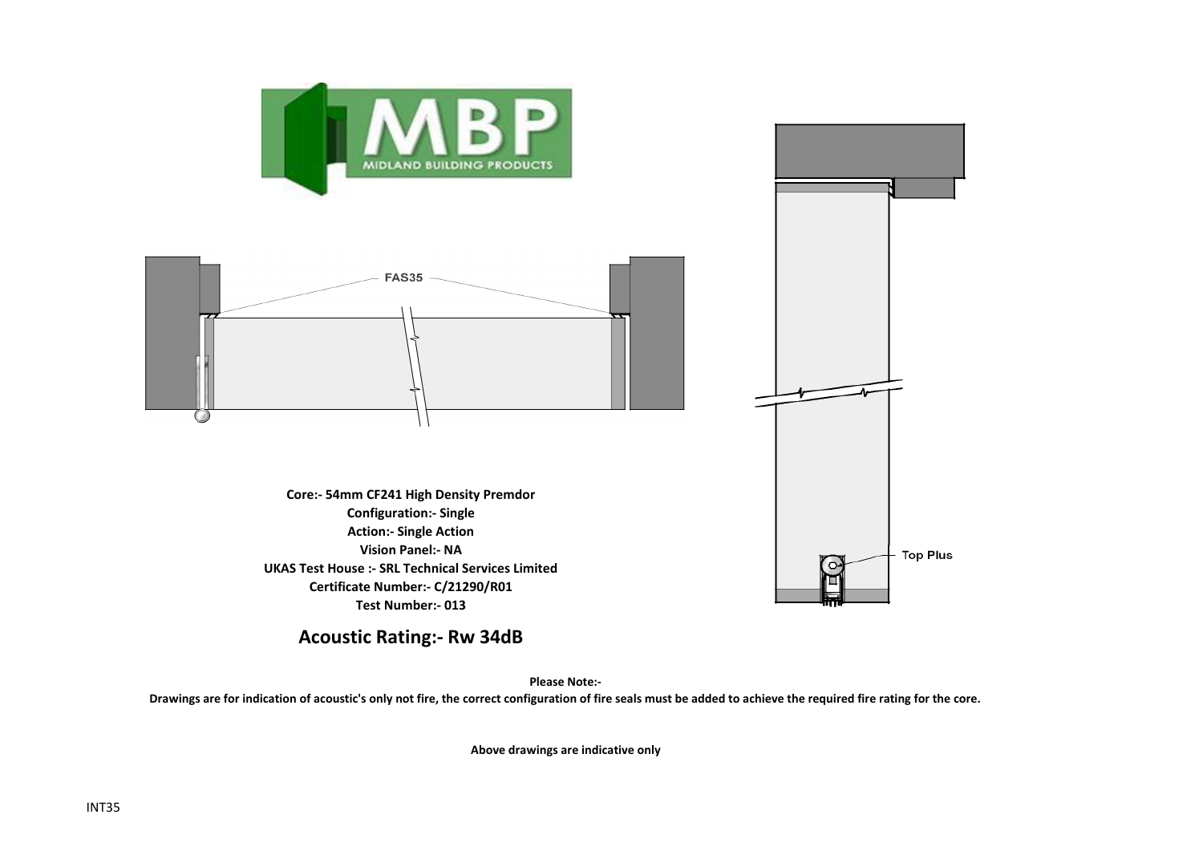FAS35

Top Plus

**Core:- 54mm CF241 High Density Premdor**
**Configuration:- Single**
**Action:- Single Action**
**Vision Panel:- NA**
**UKAS Test House :- SRL Technical Services Limited**
**Certificate Number:- C/21290/R01**
**Test Number:- 013**

## Acoustic Rating:- Rw 34dB

**Please Note:-**
**Drawings are for indication of acoustic's only not fire, the correct configuration of fire seals must be added to achieve the required fire rating for the core.**

**Above drawings are indicative only**

INT35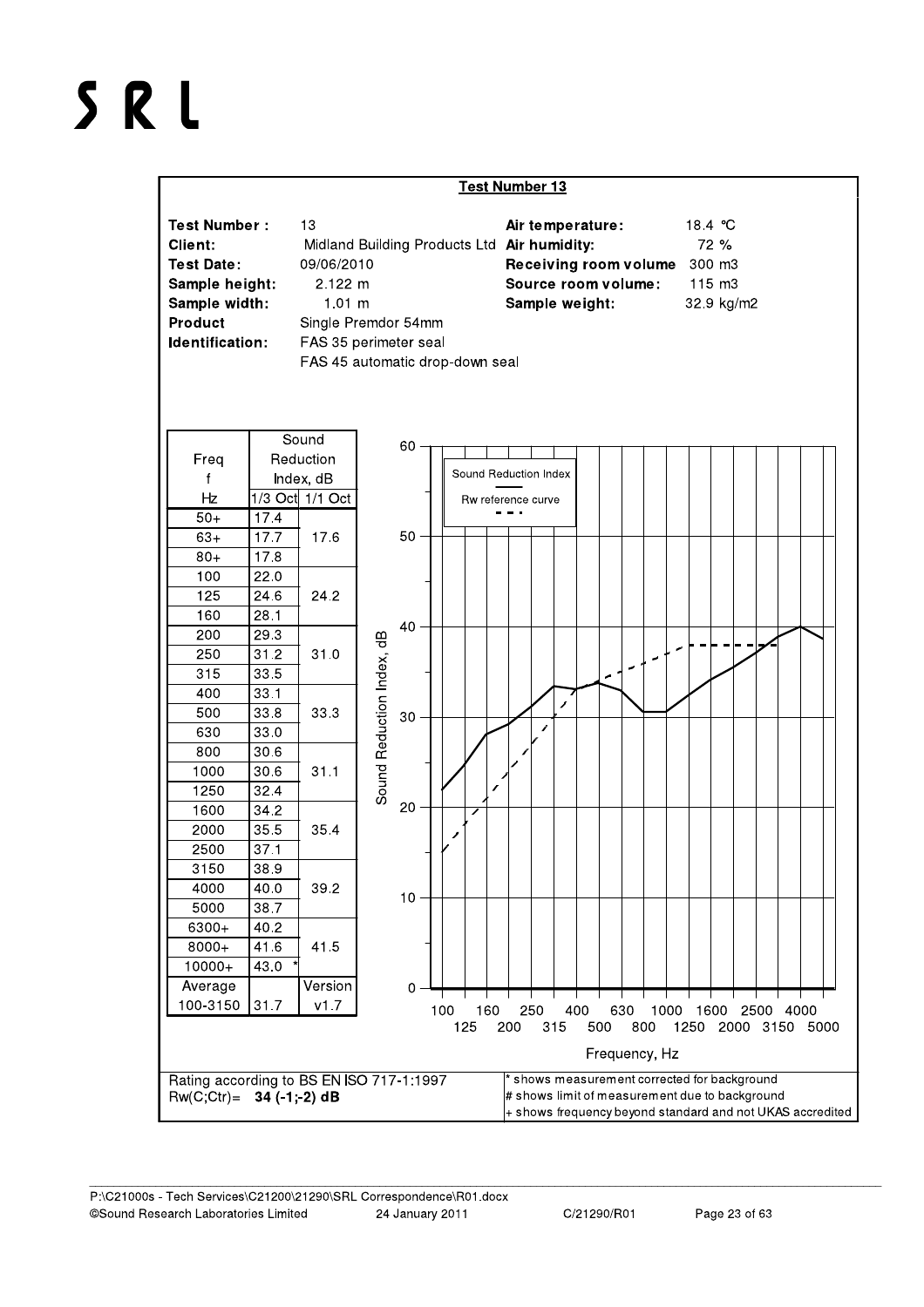SRL

## Test Number 13

**Test Number :** 13
**Client:** Midland Building Products Ltd
**Test Date:** 09/06/2010
**Sample height:** 2.122 m
**Sample width:** 1.01 m
**Product Identification:** Single Premdor 54mm
FAS 35 perimeter seal
FAS 45 automatic drop-down seal

**Air temperature:** 18.4 °C
**Air humidity:** 72 %
**Receiving room volume** 300 m3
**Source room volume:** 115 m3
**Sample weight:** 32.9 kg/m2

| Freq f Hz | Sound Reduction Index, dB 1/3 Oct | 1/1 Oct |
|---|---|---|
| 50+ | 17.4 | |
| 63+ | 17.7 | 17.6 |
| 80+ | 17.8 | |
| 100 | 22.0 | |
| 125 | 24.6 | 24.2 |
| 160 | 28.1 | |
| 200 | 29.3 | |
| 250 | 31.2 | 31.0 |
| 315 | 33.5 | |
| 400 | 33.1 | |
| 500 | 33.8 | 33.3 |
| 630 | 33.0 | |
| 800 | 30.6 | |
| 1000 | 30.6 | 31.1 |
| 1250 | 32.4 | |
| 1600 | 34.2 | |
| 2000 | 35.5 | 35.4 |
| 2500 | 37.1 | |
| 3150 | 38.9 | |
| 4000 | 40.0 | 39.2 |
| 5000 | 38.7 | |
| 6300+ | 40.2 | |
| 8000+ | 41.6 | 41.5 |
| 10000+ | 43.0 * | |
| Average 100-3150 | 31.7 | Version v1.7 |

Sound Reduction Index
Rw reference curve
Sound Reduction Index, dB
0
10
20
30
40
50
60
100 125 160 200 250 315 400 500 630 800 1000 1250 1600 2000 2500 3150 4000 5000
Frequency, Hz

Rating according to BS EN ISO 717-1:1997
Rw(C;Ctr)= **34 (-1;-2) dB**

\* shows measurement corrected for background
\# shows limit of measurement due to background
\+ shows frequency beyond standard and not UKAS accredited

P:\C21000s - Tech Services\C21200\21290\SRL Correspondence\R01.docx
©Sound Research Laboratories Limited 24 January 2011 C/21290/R01